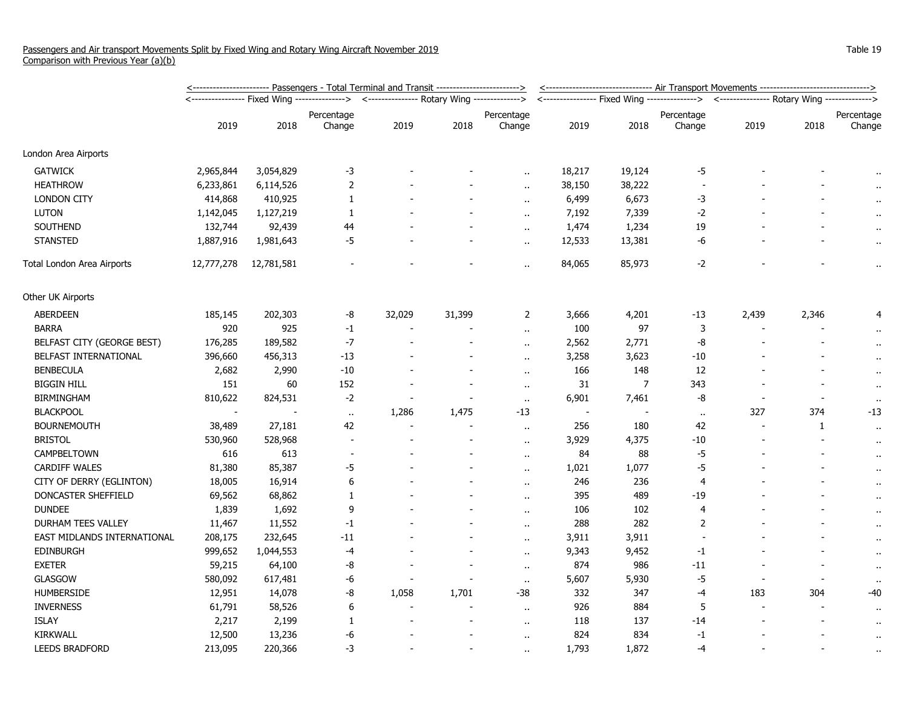Passengers and Air transport Movements Split by Fixed Wing and Rotary Wing Aircraft November 2019
Comparison with Previous Year (a)(b)

Table 19

| | Passengers - Total Terminal and Transit | | | | | | Air Transport Movements | | | | | |
|---|---|---|---|---|---|---|---|---|---|---|---|---|
| | Fixed Wing | | | Rotary Wing | | | Fixed Wing | | | Rotary Wing | | |
| | 2019 | 2018 | Percentage Change | 2019 | 2018 | Percentage Change | 2019 | 2018 | Percentage Change | 2019 | 2018 | Percentage Change |
| London Area Airports | | | | | | | | | | | | |
| GATWICK | 2,965,844 | 3,054,829 | -3 | - | - | .. | 18,217 | 19,124 | -5 | - | - | .. |
| HEATHROW | 6,233,861 | 6,114,526 | 2 | - | - | .. | 38,150 | 38,222 | - | - | - | .. |
| LONDON CITY | 414,868 | 410,925 | 1 | - | - | .. | 6,499 | 6,673 | -3 | - | - | .. |
| LUTON | 1,142,045 | 1,127,219 | 1 | - | - | .. | 7,192 | 7,339 | -2 | - | - | .. |
| SOUTHEND | 132,744 | 92,439 | 44 | - | - | .. | 1,474 | 1,234 | 19 | - | - | .. |
| STANSTED | 1,887,916 | 1,981,643 | -5 | - | - | .. | 12,533 | 13,381 | -6 | - | - | .. |
| Total London Area Airports | 12,777,278 | 12,781,581 | - | - | - | .. | 84,065 | 85,973 | -2 | - | - | .. |
| Other UK Airports | | | | | | | | | | | | |
| ABERDEEN | 185,145 | 202,303 | -8 | 32,029 | 31,399 | 2 | 3,666 | 4,201 | -13 | 2,439 | 2,346 | 4 |
| BARRA | 920 | 925 | -1 | - | - | .. | 100 | 97 | 3 | - | - | .. |
| BELFAST CITY (GEORGE BEST) | 176,285 | 189,582 | -7 | - | - | .. | 2,562 | 2,771 | -8 | - | - | .. |
| BELFAST INTERNATIONAL | 396,660 | 456,313 | -13 | - | - | .. | 3,258 | 3,623 | -10 | - | - | .. |
| BENBECULA | 2,682 | 2,990 | -10 | - | - | .. | 166 | 148 | 12 | - | - | .. |
| BIGGIN HILL | 151 | 60 | 152 | - | - | .. | 31 | 7 | 343 | - | - | .. |
| BIRMINGHAM | 810,622 | 824,531 | -2 | - | - | .. | 6,901 | 7,461 | -8 | - | - | .. |
| BLACKPOOL | - | - | .. | 1,286 | 1,475 | -13 | - | - | .. | 327 | 374 | -13 |
| BOURNEMOUTH | 38,489 | 27,181 | 42 | - | - | .. | 256 | 180 | 42 | - | 1 | .. |
| BRISTOL | 530,960 | 528,968 | - | - | - | .. | 3,929 | 4,375 | -10 | - | - | .. |
| CAMPBELTOWN | 616 | 613 | - | - | - | .. | 84 | 88 | -5 | - | - | .. |
| CARDIFF WALES | 81,380 | 85,387 | -5 | - | - | .. | 1,021 | 1,077 | -5 | - | - | .. |
| CITY OF DERRY (EGLINTON) | 18,005 | 16,914 | 6 | - | - | .. | 246 | 236 | 4 | - | - | .. |
| DONCASTER SHEFFIELD | 69,562 | 68,862 | 1 | - | - | .. | 395 | 489 | -19 | - | - | .. |
| DUNDEE | 1,839 | 1,692 | 9 | - | - | .. | 106 | 102 | 4 | - | - | .. |
| DURHAM TEES VALLEY | 11,467 | 11,552 | -1 | - | - | .. | 288 | 282 | 2 | - | - | .. |
| EAST MIDLANDS INTERNATIONAL | 208,175 | 232,645 | -11 | - | - | .. | 3,911 | 3,911 | - | - | - | .. |
| EDINBURGH | 999,652 | 1,044,553 | -4 | - | - | .. | 9,343 | 9,452 | -1 | - | - | .. |
| EXETER | 59,215 | 64,100 | -8 | - | - | .. | 874 | 986 | -11 | - | - | .. |
| GLASGOW | 580,092 | 617,481 | -6 | - | - | .. | 5,607 | 5,930 | -5 | - | - | .. |
| HUMBERSIDE | 12,951 | 14,078 | -8 | 1,058 | 1,701 | -38 | 332 | 347 | -4 | 183 | 304 | -40 |
| INVERNESS | 61,791 | 58,526 | 6 | - | - | .. | 926 | 884 | 5 | - | - | .. |
| ISLAY | 2,217 | 2,199 | 1 | - | - | .. | 118 | 137 | -14 | - | - | .. |
| KIRKWALL | 12,500 | 13,236 | -6 | - | - | .. | 824 | 834 | -1 | - | - | .. |
| LEEDS BRADFORD | 213,095 | 220,366 | -3 | - | - | .. | 1,793 | 1,872 | -4 | - | - | .. |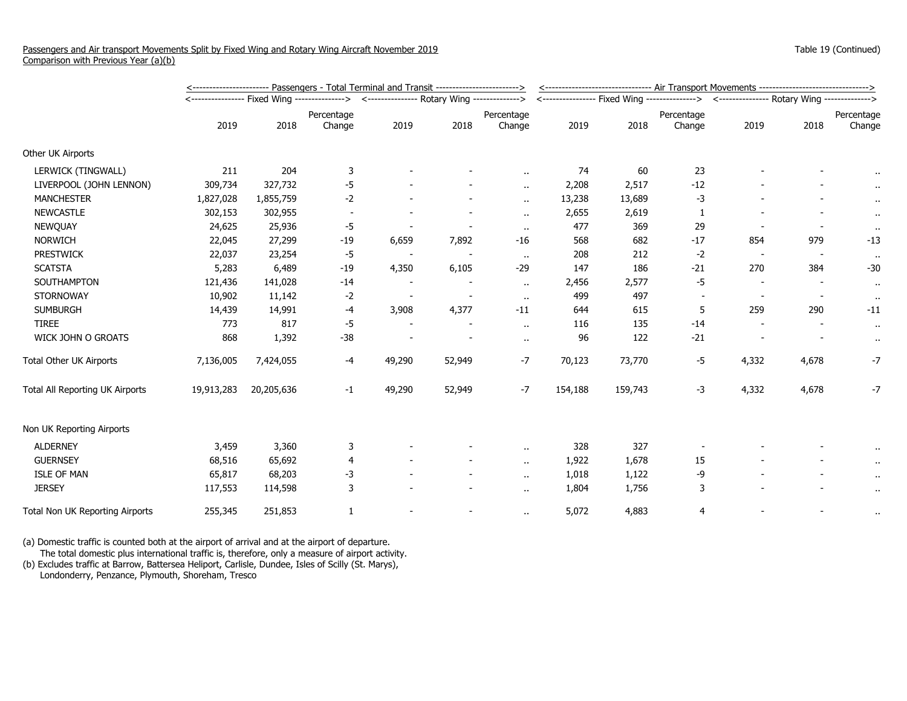Passengers and Air transport Movements Split by Fixed Wing and Rotary Wing Aircraft November 2019
Comparison with Previous Year (a)(b)

Table 19 (Continued)

| | Passengers - Total Terminal and Transit | | | | | | Air Transport Movements | | | | | |
|---|---|---|---|---|---|---|---|---|---|---|---|---|
| | Fixed Wing | | | Rotary Wing | | | Fixed Wing | | | Rotary Wing | | |
| | 2019 | 2018 | Percentage Change | 2019 | 2018 | Percentage Change | 2019 | 2018 | Percentage Change | 2019 | 2018 | Percentage Change |
| **Other UK Airports** | | | | | | | | | | | | |
| LERWICK (TINGWALL) | 211 | 204 | 3 | - | - | .. | 74 | 60 | 23 | - | - | .. |
| LIVERPOOL (JOHN LENNON) | 309,734 | 327,732 | -5 | - | - | .. | 2,208 | 2,517 | -12 | - | - | .. |
| MANCHESTER | 1,827,028 | 1,855,759 | -2 | - | - | .. | 13,238 | 13,689 | -3 | - | - | .. |
| NEWCASTLE | 302,153 | 302,955 | - | - | - | .. | 2,655 | 2,619 | 1 | - | - | .. |
| NEWQUAY | 24,625 | 25,936 | -5 | - | - | .. | 477 | 369 | 29 | - | - | .. |
| NORWICH | 22,045 | 27,299 | -19 | 6,659 | 7,892 | -16 | 568 | 682 | -17 | 854 | 979 | -13 |
| PRESTWICK | 22,037 | 23,254 | -5 | - | - | .. | 208 | 212 | -2 | - | - | .. |
| SCATSTA | 5,283 | 6,489 | -19 | 4,350 | 6,105 | -29 | 147 | 186 | -21 | 270 | 384 | -30 |
| SOUTHAMPTON | 121,436 | 141,028 | -14 | - | - | .. | 2,456 | 2,577 | -5 | - | - | .. |
| STORNOWAY | 10,902 | 11,142 | -2 | - | - | .. | 499 | 497 | - | - | - | .. |
| SUMBURGH | 14,439 | 14,991 | -4 | 3,908 | 4,377 | -11 | 644 | 615 | 5 | 259 | 290 | -11 |
| TIREE | 773 | 817 | -5 | - | - | .. | 116 | 135 | -14 | - | - | .. |
| WICK JOHN O GROATS | 868 | 1,392 | -38 | - | - | .. | 96 | 122 | -21 | - | - | .. |
| Total Other UK Airports | 7,136,005 | 7,424,055 | -4 | 49,290 | 52,949 | -7 | 70,123 | 73,770 | -5 | 4,332 | 4,678 | -7 |
| Total All Reporting UK Airports | 19,913,283 | 20,205,636 | -1 | 49,290 | 52,949 | -7 | 154,188 | 159,743 | -3 | 4,332 | 4,678 | -7 |
| **Non UK Reporting Airports** | | | | | | | | | | | | |
| ALDERNEY | 3,459 | 3,360 | 3 | - | - | .. | 328 | 327 | - | - | - | .. |
| GUERNSEY | 68,516 | 65,692 | 4 | - | - | .. | 1,922 | 1,678 | 15 | - | - | .. |
| ISLE OF MAN | 65,817 | 68,203 | -3 | - | - | .. | 1,018 | 1,122 | -9 | - | - | .. |
| JERSEY | 117,553 | 114,598 | 3 | - | - | .. | 1,804 | 1,756 | 3 | - | - | .. |
| Total Non UK Reporting Airports | 255,345 | 251,853 | 1 | - | - | .. | 5,072 | 4,883 | 4 | - | - | .. |

(a) Domestic traffic is counted both at the airport of arrival and at the airport of departure.
The total domestic plus international traffic is, therefore, only a measure of airport activity.

(b) Excludes traffic at Barrow, Battersea Heliport, Carlisle, Dundee, Isles of Scilly (St. Marys),
Londonderry, Penzance, Plymouth, Shoreham, Tresco